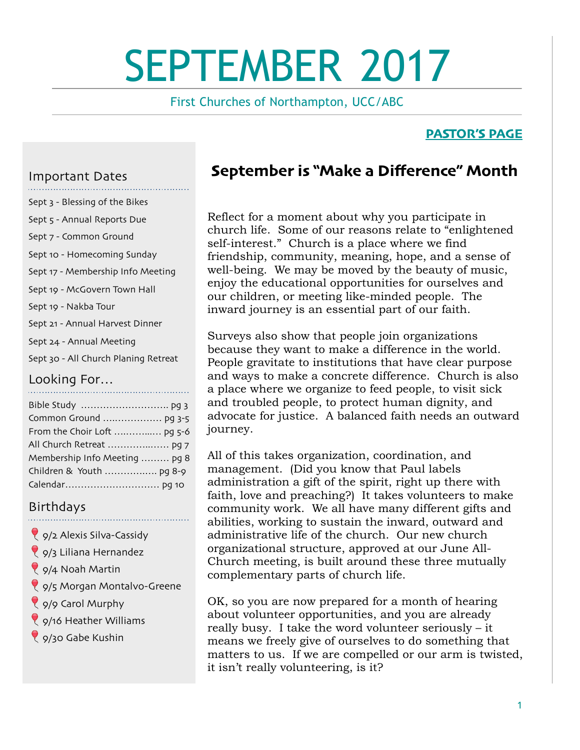# SEPTEMBER 2017

First Churches of Northampton, UCC/ABC

**PASTOR'S PAGE**

## September is "Make a Difference" Month

Reflect for a moment about why you participate in church life. Some of our reasons relate to "enlightened self-interest." Church is a place where we find friendship, community, meaning, hope, and a sense of well-being. We may be moved by the beauty of music, enjoy the educational opportunities for ourselves and our children, or meeting like-minded people. The inward journey is an essential part of our faith.

Surveys also show that people join organizations because they want to make a difference in the world. People gravitate to institutions that have clear purpose and ways to make a concrete difference. Church is also a place where we organize to feed people, to visit sick and troubled people, to protect human dignity, and advocate for justice. A balanced faith needs an outward journey.

All of this takes organization, coordination, and management. (Did you know that Paul labels administration a gift of the spirit, right up there with faith, love and preaching?) It takes volunteers to make community work. We all have many different gifts and abilities, working to sustain the inward, outward and administrative life of the church. Our new church organizational structure, approved at our June All-Church meeting, is built around these three mutually complementary parts of church life.

OK, so you are now prepared for a month of hearing about volunteer opportunities, and you are already really busy. I take the word volunteer seriously – it means we freely give of ourselves to do something that matters to us. If we are compelled or our arm is twisted, it isn't really volunteering, is it?

### Important Dates

- Sept 3 - Blessing of the Bikes
- Sept 5 - Annual Reports Due
- Sept 7 - Common Ground
- Sept 10 - Homecoming Sunday
- Sept 17 - Membership Info Meeting
- Sept 19 - McGovern Town Hall
- Sept 19 - Nakba Tour
- Sept 21 - Annual Harvest Dinner
- Sept 24 - Annual Meeting
- Sept 30 - All Church Planing Retreat

### Looking For…

- Bible Study .......................... pg 3
- Common Ground .................. pg 3-5
- From the Choir Loft ............... pg 5-6
- All Church Retreat ................... pg 7
- Membership Info Meeting ......... pg 8
- Children & Youth ................. pg 8-9
- Calendar.............................. pg 10

### Birthdays

- 9/2 Alexis Silva-Cassidy
- 9/3 Liliana Hernandez
- 9/4 Noah Martin
- 9/5 Morgan Montalvo-Greene
- 9/9 Carol Murphy
- 9/16 Heather Williams
- 9/30 Gabe Kushin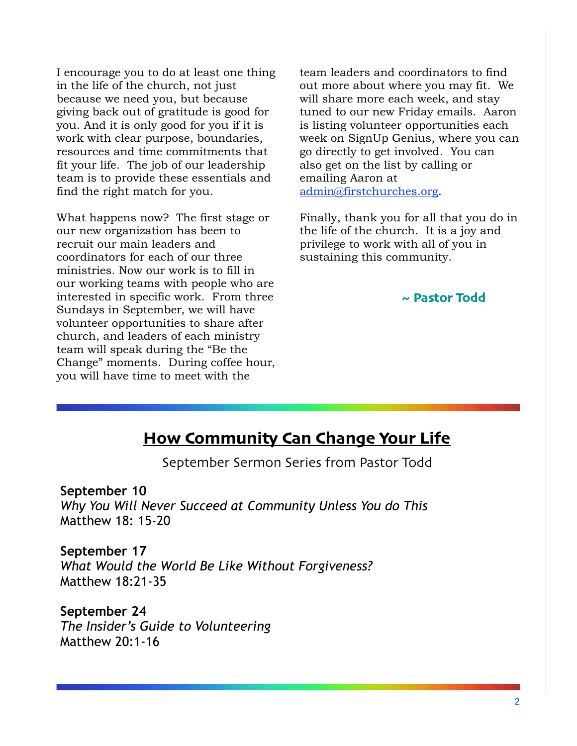I encourage you to do at least one thing in the life of the church, not just because we need you, but because giving back out of gratitude is good for you. And it is only good for you if it is work with clear purpose, boundaries, resources and time commitments that fit your life. The job of our leadership team is to provide these essentials and find the right match for you.

What happens now? The first stage or our new organization has been to recruit our main leaders and coordinators for each of our three ministries. Now our work is to fill in our working teams with people who are interested in specific work. From three Sundays in September, we will have volunteer opportunities to share after church, and leaders of each ministry team will speak during the "Be the Change" moments. During coffee hour, you will have time to meet with the team leaders and coordinators to find out more about where you may fit. We will share more each week, and stay tuned to our new Friday emails. Aaron is listing volunteer opportunities each week on SignUp Genius, where you can go directly to get involved. You can also get on the list by calling or emailing Aaron at admin@firstchurches.org.

Finally, thank you for all that you do in the life of the church. It is a joy and privilege to work with all of you in sustaining this community.

**~ Pastor Todd**

## How Community Can Change Your Life

September Sermon Series from Pastor Todd

**September 10**
*Why You Will Never Succeed at Community Unless You do This*
Matthew 18: 15-20

**September 17**
*What Would the World Be Like Without Forgiveness?*
Matthew 18:21-35

**September 24**
*The Insider's Guide to Volunteering*
Matthew 20:1-16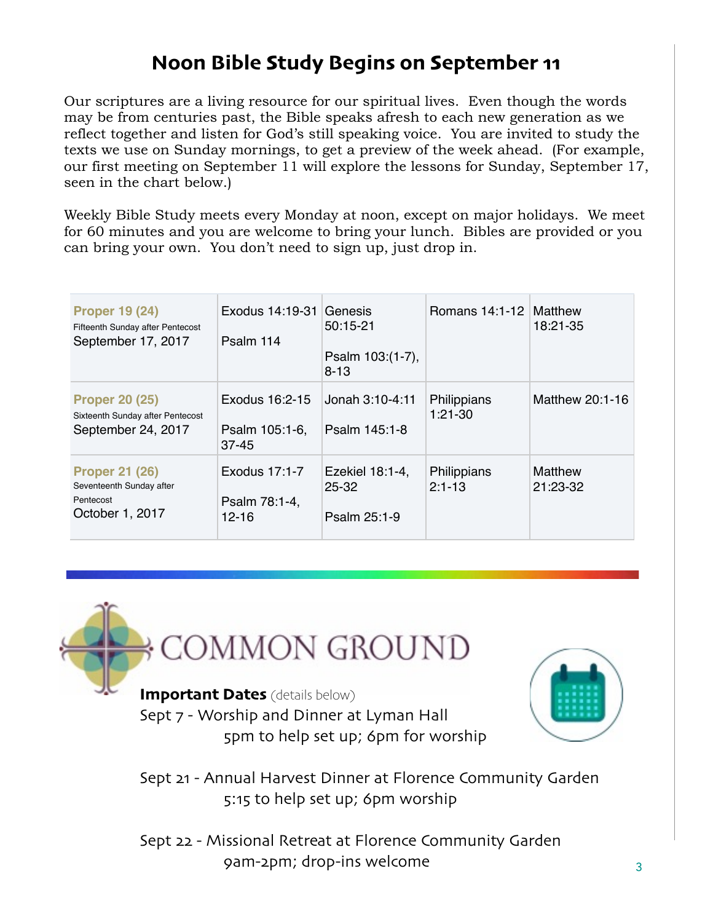# Noon Bible Study Begins on September 11

Our scriptures are a living resource for our spiritual lives. Even though the words may be from centuries past, the Bible speaks afresh to each new generation as we reflect together and listen for God's still speaking voice. You are invited to study the texts we use on Sunday mornings, to get a preview of the week ahead. (For example, our first meeting on September 11 will explore the lessons for Sunday, September 17, seen in the chart below.)

Weekly Bible Study meets every Monday at noon, except on major holidays. We meet for 60 minutes and you are welcome to bring your lunch. Bibles are provided or you can bring your own. You don't need to sign up, just drop in.

| | | | | |
|---|---|---|---|---|
| **Proper 19 (24)**<br>Fifteenth Sunday after Pentecost<br>September 17, 2017 | Exodus 14:19-31<br><br>Psalm 114 | Genesis 50:15-21<br><br>Psalm 103:(1-7), 8-13 | Romans 14:1-12 | Matthew 18:21-35 |
| **Proper 20 (25)**<br>Sixteenth Sunday after Pentecost<br>September 24, 2017 | Exodus 16:2-15<br><br>Psalm 105:1-6, 37-45 | Jonah 3:10-4:11<br><br>Psalm 145:1-8 | Philippians 1:21-30 | Matthew 20:1-16 |
| **Proper 21 (26)**<br>Seventeenth Sunday after Pentecost<br>October 1, 2017 | Exodus 17:1-7<br><br>Psalm 78:1-4, 12-16 | Ezekiel 18:1-4, 25-32<br><br>Psalm 25:1-9 | Philippians 2:1-13 | Matthew 21:23-32 |

# COMMON GROUND

**Important Dates** (details below)

Sept 7 - Worship and Dinner at Lyman Hall
5pm to help set up; 6pm for worship

Sept 21 - Annual Harvest Dinner at Florence Community Garden
5:15 to help set up; 6pm worship

Sept 22 - Missional Retreat at Florence Community Garden
9am-2pm; drop-ins welcome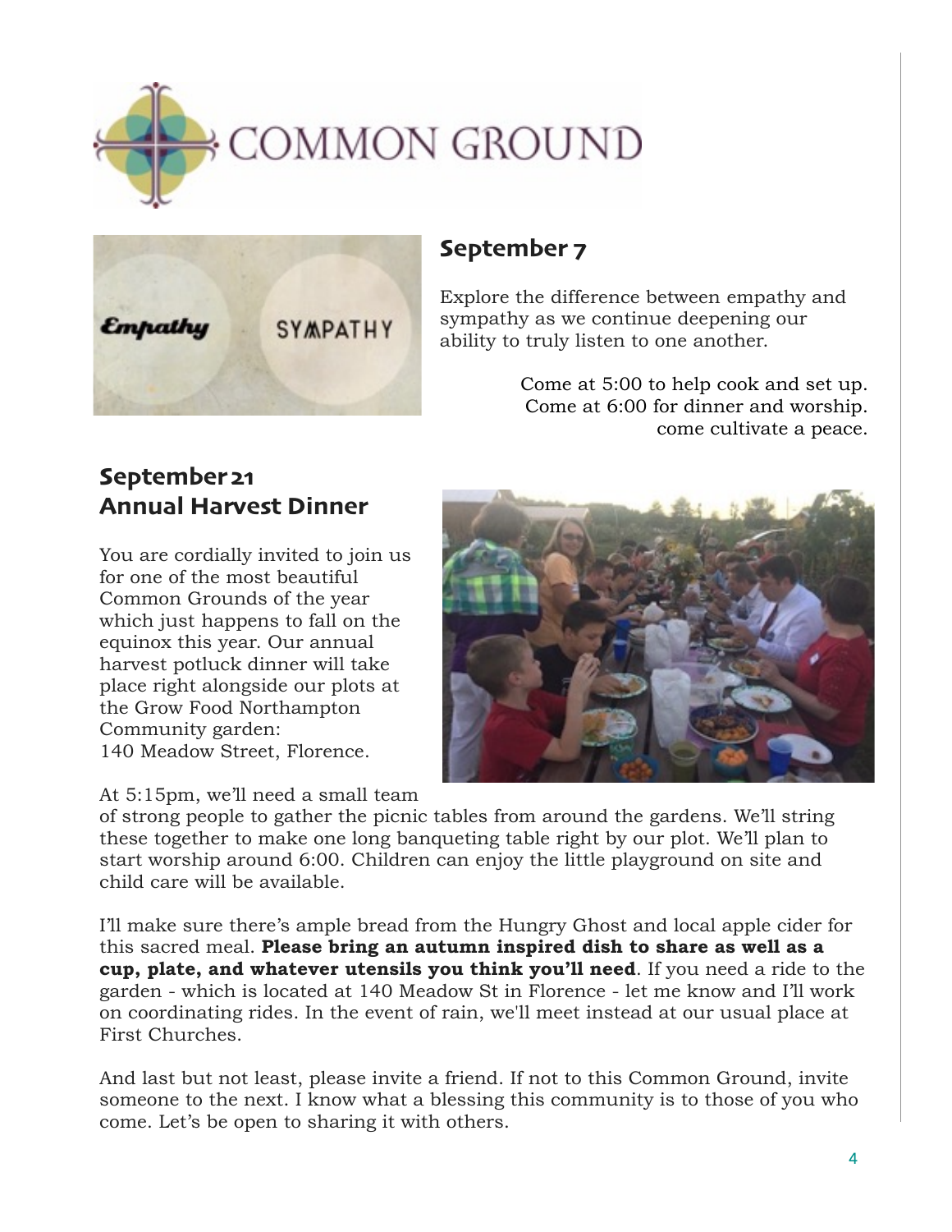# COMMON GROUND

## September 7

Explore the difference between empathy and sympathy as we continue deepening our ability to truly listen to one another.

Come at 5:00 to help cook and set up.
Come at 6:00 for dinner and worship.
come cultivate a peace.

## September 21
## Annual Harvest Dinner

You are cordially invited to join us for one of the most beautiful Common Grounds of the year which just happens to fall on the equinox this year. Our annual harvest potluck dinner will take place right alongside our plots at the Grow Food Northampton Community garden:
140 Meadow Street, Florence.

At 5:15pm, we'll need a small team of strong people to gather the picnic tables from around the gardens. We'll string these together to make one long banqueting table right by our plot. We'll plan to start worship around 6:00. Children can enjoy the little playground on site and child care will be available.

I'll make sure there's ample bread from the Hungry Ghost and local apple cider for this sacred meal. **Please bring an autumn inspired dish to share as well as a cup, plate, and whatever utensils you think you'll need**. If you need a ride to the garden - which is located at 140 Meadow St in Florence - let me know and I'll work on coordinating rides. In the event of rain, we'll meet instead at our usual place at First Churches.

And last but not least, please invite a friend. If not to this Common Ground, invite someone to the next. I know what a blessing this community is to those of you who come. Let's be open to sharing it with others.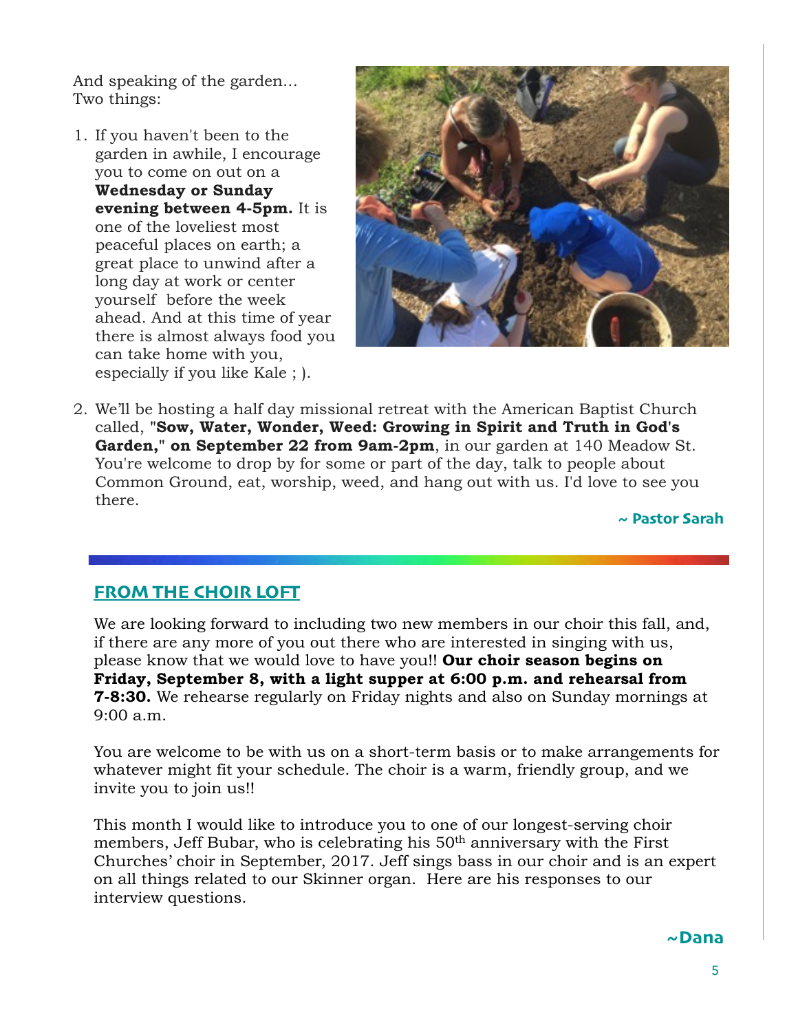And speaking of the garden… Two things:

1. If you haven't been to the garden in awhile, I encourage you to come on out on a **Wednesday or Sunday evening between 4-5pm.** It is one of the loveliest most peaceful places on earth; a great place to unwind after a long day at work or center yourself before the week ahead. And at this time of year there is almost always food you can take home with you, especially if you like Kale ; ).

2. We'll be hosting a half day missional retreat with the American Baptist Church called, "**Sow, Water, Wonder, Weed: Growing in Spirit and Truth in God's Garden,**" **on September 22 from 9am-2pm**, in our garden at 140 Meadow St. You're welcome to drop by for some or part of the day, talk to people about Common Ground, eat, worship, weed, and hang out with us. I'd love to see you there.

**~ Pastor Sarah**

## FROM THE CHOIR LOFT

We are looking forward to including two new members in our choir this fall, and, if there are any more of you out there who are interested in singing with us, please know that we would love to have you!! **Our choir season begins on Friday, September 8, with a light supper at 6:00 p.m. and rehearsal from 7-8:30.** We rehearse regularly on Friday nights and also on Sunday mornings at 9:00 a.m.

You are welcome to be with us on a short-term basis or to make arrangements for whatever might fit your schedule. The choir is a warm, friendly group, and we invite you to join us!!

This month I would like to introduce you to one of our longest-serving choir members, Jeff Bubar, who is celebrating his 50th anniversary with the First Churches' choir in September, 2017. Jeff sings bass in our choir and is an expert on all things related to our Skinner organ. Here are his responses to our interview questions.

**~Dana**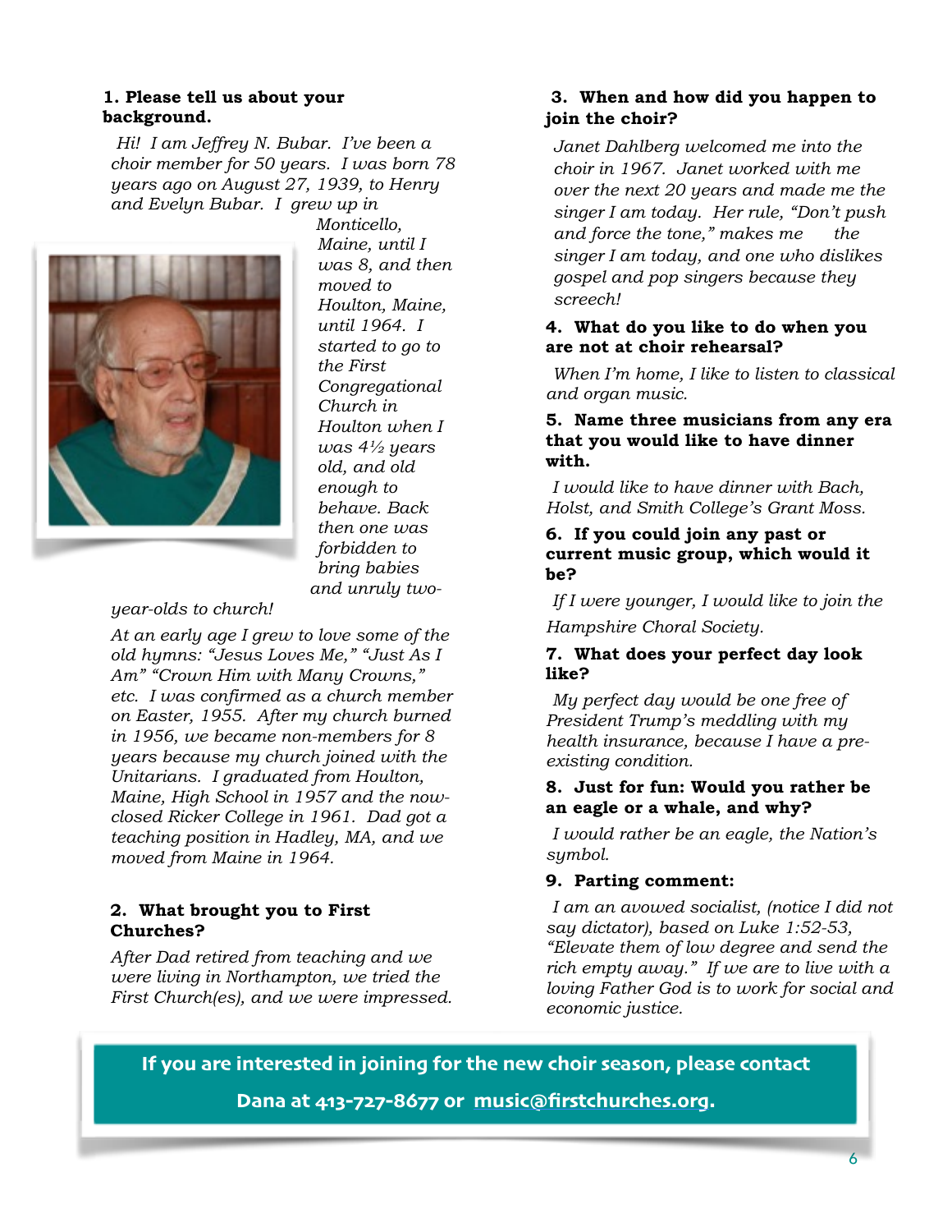**1. Please tell us about your background.**

*Hi! I am Jeffrey N. Bubar. I've been a choir member for 50 years. I was born 78 years ago on August 27, 1939, to Henry and Evelyn Bubar. I grew up in Monticello, Maine, until I was 8, and then moved to Houlton, Maine, until 1964. I started to go to the First Congregational Church in Houlton when I was 4½ years old, and old enough to behave. Back then one was forbidden to bring babies and unruly two-year-olds to church!*

*At an early age I grew to love some of the old hymns: "Jesus Loves Me," "Just As I Am" "Crown Him with Many Crowns," etc. I was confirmed as a church member on Easter, 1955. After my church burned in 1956, we became non-members for 8 years because my church joined with the Unitarians. I graduated from Houlton, Maine, High School in 1957 and the now-closed Ricker College in 1961. Dad got a teaching position in Hadley, MA, and we moved from Maine in 1964.*

**2. What brought you to First Churches?**

*After Dad retired from teaching and we were living in Northampton, we tried the First Church(es), and we were impressed.*

**3. When and how did you happen to join the choir?**

*Janet Dahlberg welcomed me into the choir in 1967. Janet worked with me over the next 20 years and made me the singer I am today. Her rule, "Don't push and force the tone," makes me the singer I am today, and one who dislikes gospel and pop singers because they screech!*

**4. What do you like to do when you are not at choir rehearsal?**

*When I'm home, I like to listen to classical and organ music.*

**5. Name three musicians from any era that you would like to have dinner with.**

*I would like to have dinner with Bach, Holst, and Smith College's Grant Moss.*

**6. If you could join any past or current music group, which would it be?**

*If I were younger, I would like to join the Hampshire Choral Society.*

**7. What does your perfect day look like?**

*My perfect day would be one free of President Trump's meddling with my health insurance, because I have a pre-existing condition.*

**8. Just for fun: Would you rather be an eagle or a whale, and why?**

*I would rather be an eagle, the Nation's symbol.*

**9. Parting comment:**

*I am an avowed socialist, (notice I did not say dictator), based on Luke 1:52-53, "Elevate them of low degree and send the rich empty away." If we are to live with a loving Father God is to work for social and economic justice.*

**If you are interested in joining for the new choir season, please contact Dana at 413-727-8677 or music@firstchurches.org.**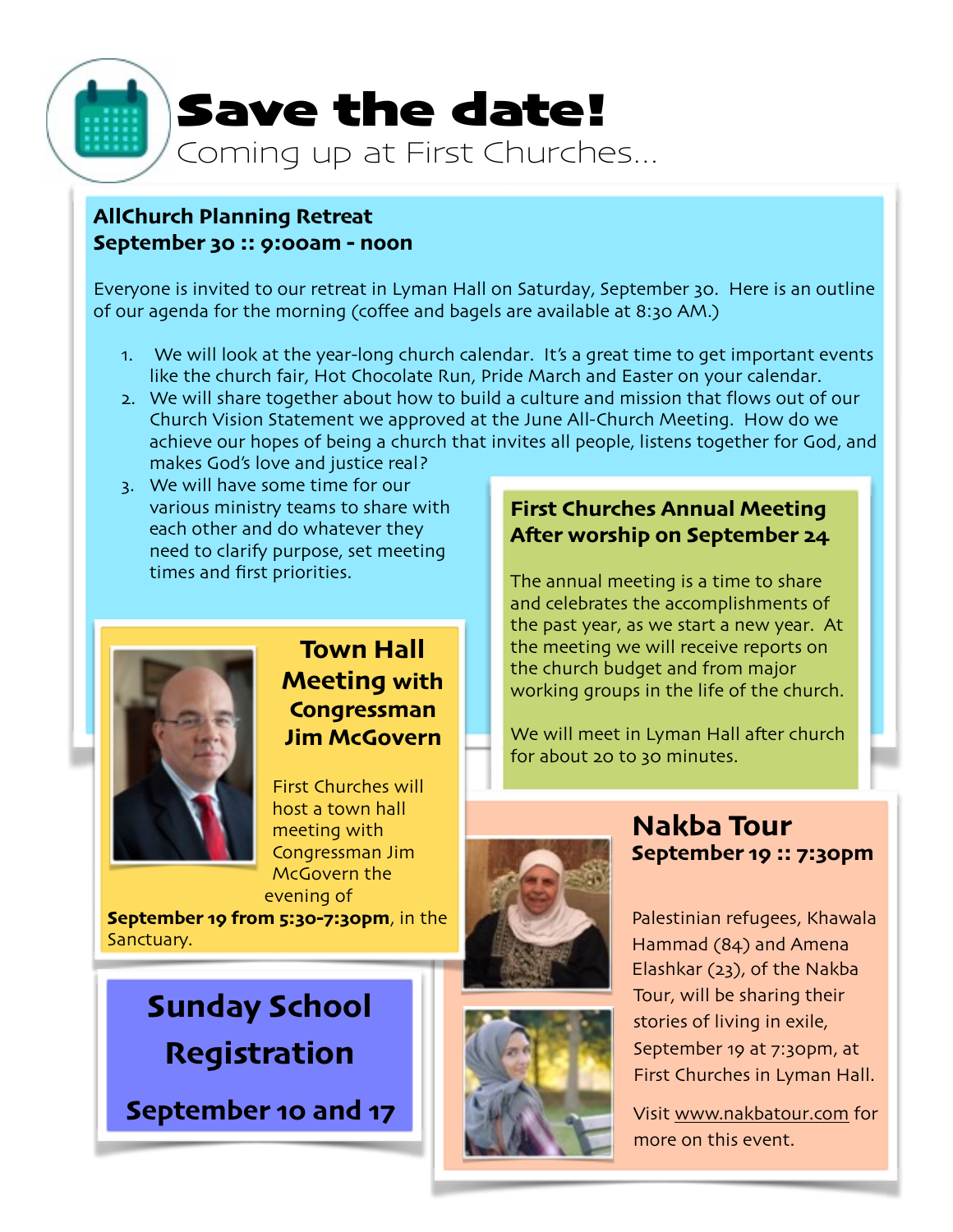# Save the date!

Coming up at First Churches...

## AllChurch Planning Retreat
**September 30 :: 9:00am - noon**

Everyone is invited to our retreat in Lyman Hall on Saturday, September 30. Here is an outline of our agenda for the morning (coffee and bagels are available at 8:30 AM.)

1. We will look at the year-long church calendar. It's a great time to get important events like the church fair, Hot Chocolate Run, Pride March and Easter on your calendar.
2. We will share together about how to build a culture and mission that flows out of our Church Vision Statement we approved at the June All-Church Meeting. How do we achieve our hopes of being a church that invites all people, listens together for God, and makes God's love and justice real?
3. We will have some time for our various ministry teams to share with each other and do whatever they need to clarify purpose, set meeting times and first priorities.

## First Churches Annual Meeting
**After worship on September 24**

The annual meeting is a time to share and celebrates the accomplishments of the past year, as we start a new year. At the meeting we will receive reports on the church budget and from major working groups in the life of the church.

We will meet in Lyman Hall after church for about 20 to 30 minutes.

## Town Hall Meeting with Congressman Jim McGovern

First Churches will host a town hall meeting with Congressman Jim McGovern the evening of **September 19 from 5:30-7:30pm**, in the Sanctuary.

## Nakba Tour
**September 19 :: 7:30pm**

Palestinian refugees, Khawala Hammad (84) and Amena Elashkar (23), of the Nakba Tour, will be sharing their stories of living in exile, September 19 at 7:30pm, at First Churches in Lyman Hall.

Visit www.nakbatour.com for more on this event.

## Sunday School Registration

**September 10 and 17**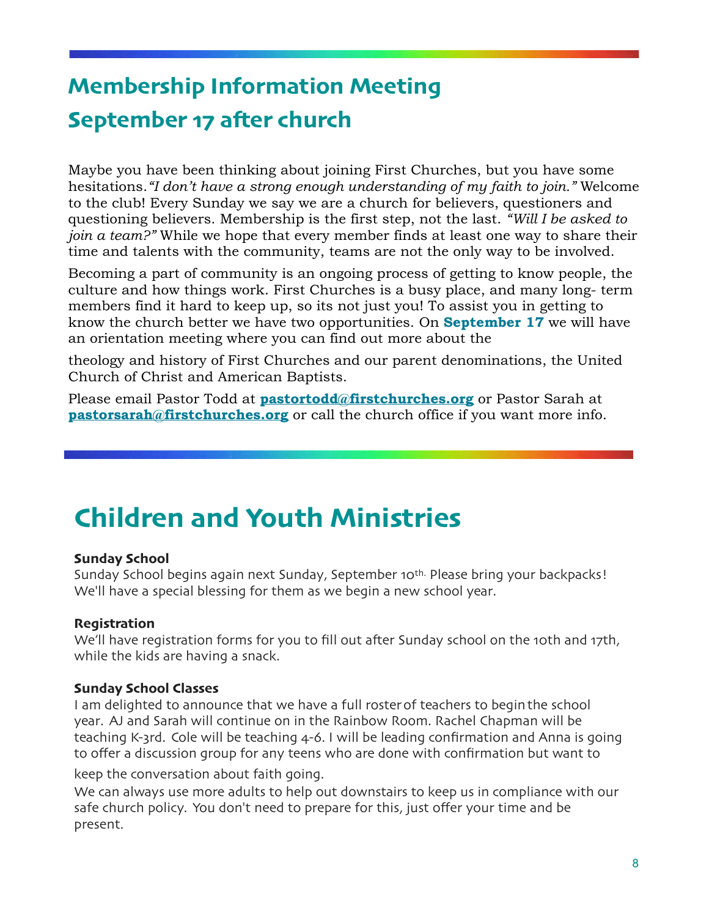## Membership Information Meeting
## September 17 after church

Maybe you have been thinking about joining First Churches, but you have some hesitations. *"I don't have a strong enough understanding of my faith to join."* Welcome to the club! Every Sunday we say we are a church for believers, questioners and questioning believers. Membership is the first step, not the last. *"Will I be asked to join a team?"* While we hope that every member finds at least one way to share their time and talents with the community, teams are not the only way to be involved.

Becoming a part of community is an ongoing process of getting to know people, the culture and how things work. First Churches is a busy place, and many long- term members find it hard to keep up, so its not just you! To assist you in getting to know the church better we have two opportunities. On **September 17** we will have an orientation meeting where you can find out more about the theology and history of First Churches and our parent denominations, the United Church of Christ and American Baptists.

Please email Pastor Todd at **pastortodd@firstchurches.org** or Pastor Sarah at **pastorsarah@firstchurches.org** or call the church office if you want more info.

# Children and Youth Ministries

**Sunday School**
Sunday School begins again next Sunday, September 10th. Please bring your backpacks! We'll have a special blessing for them as we begin a new school year.

**Registration**
We'll have registration forms for you to fill out after Sunday school on the 10th and 17th, while the kids are having a snack.

**Sunday School Classes**
I am delighted to announce that we have a full roster of teachers to begin the school year. AJ and Sarah will continue on in the Rainbow Room. Rachel Chapman will be teaching K-3rd. Cole will be teaching 4-6. I will be leading confirmation and Anna is going to offer a discussion group for any teens who are done with confirmation but want to keep the conversation about faith going.

We can always use more adults to help out downstairs to keep us in compliance with our safe church policy. You don't need to prepare for this, just offer your time and be present.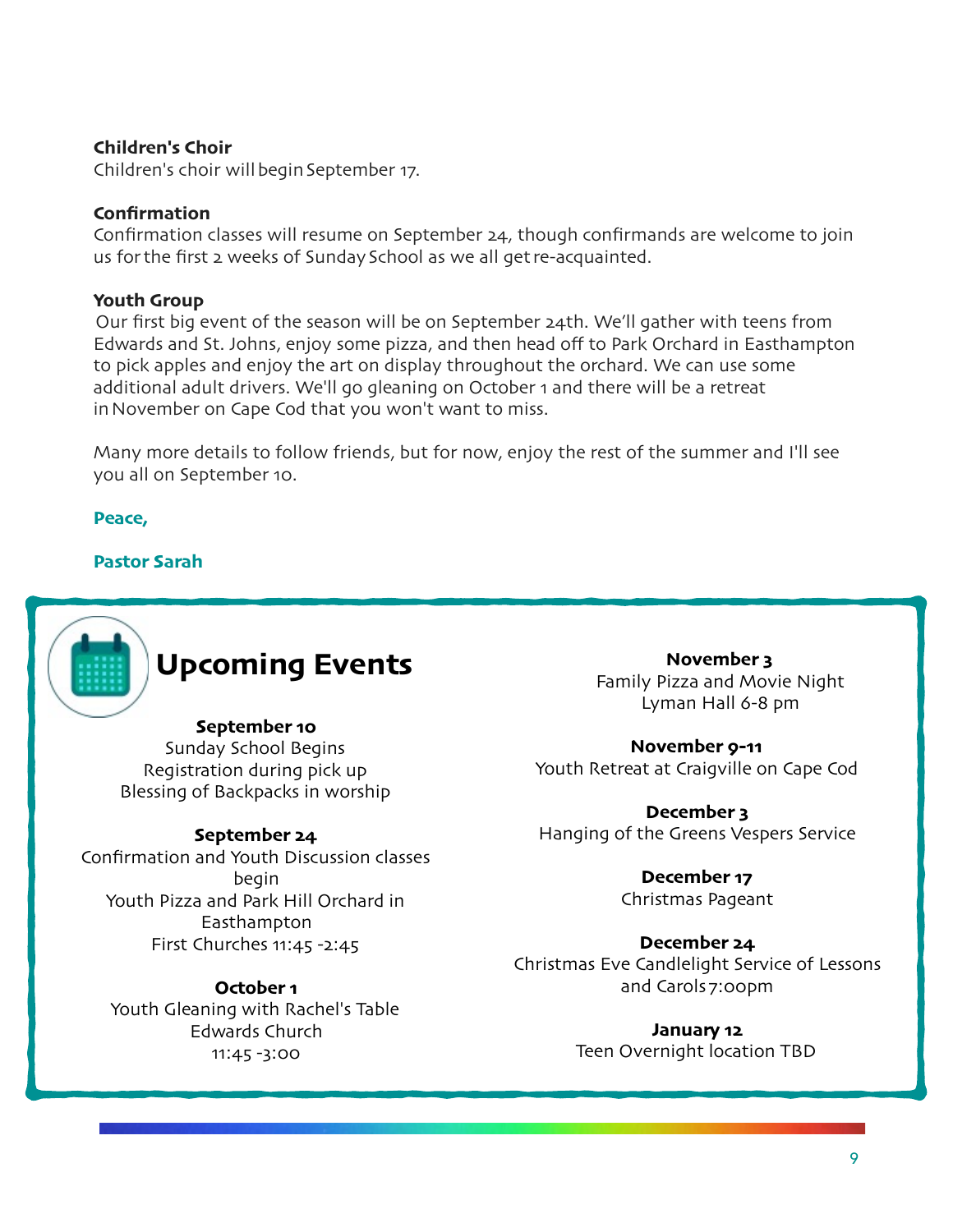**Children's Choir**
Children's choir will begin September 17.

**Confirmation**
Confirmation classes will resume on September 24, though confirmands are welcome to join us for the first 2 weeks of Sunday School as we all get re-acquainted.

**Youth Group**
Our first big event of the season will be on September 24th. We'll gather with teens from Edwards and St. Johns, enjoy some pizza, and then head off to Park Orchard in Easthampton to pick apples and enjoy the art on display throughout the orchard. We can use some additional adult drivers. We'll go gleaning on October 1 and there will be a retreat in November on Cape Cod that you won't want to miss.

Many more details to follow friends, but for now, enjoy the rest of the summer and I'll see you all on September 10.

**Peace,**

**Pastor Sarah**

## Upcoming Events

**September 10**
Sunday School Begins
Registration during pick up
Blessing of Backpacks in worship

**September 24**
Confirmation and Youth Discussion classes begin
Youth Pizza and Park Hill Orchard in Easthampton
First Churches 11:45 -2:45

**October 1**
Youth Gleaning with Rachel's Table
Edwards Church
11:45 -3:00

**November 3**
Family Pizza and Movie Night
Lyman Hall 6-8 pm

**November 9-11**
Youth Retreat at Craigville on Cape Cod

**December 3**
Hanging of the Greens Vespers Service

**December 17**
Christmas Pageant

**December 24**
Christmas Eve Candlelight Service of Lessons and Carols 7:00pm

**January 12**
Teen Overnight location TBD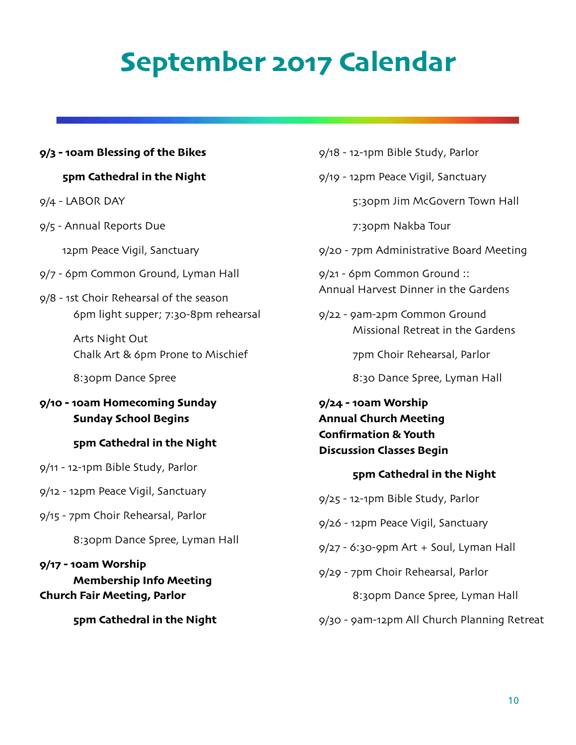# September 2017 Calendar

**9/3 - 10am Blessing of the Bikes**

**5pm Cathedral in the Night**

9/4 - LABOR DAY

9/5 - Annual Reports Due

12pm Peace Vigil, Sanctuary

9/7 - 6pm Common Ground, Lyman Hall

9/8 - 1st Choir Rehearsal of the season
6pm light supper; 7:30-8pm rehearsal

Arts Night Out
Chalk Art & 6pm Prone to Mischief

8:30pm Dance Spree

**9/10 - 10am Homecoming Sunday**
**Sunday School Begins**

**5pm Cathedral in the Night**

9/11 - 12-1pm Bible Study, Parlor

9/12 - 12pm Peace Vigil, Sanctuary

9/15 - 7pm Choir Rehearsal, Parlor

8:30pm Dance Spree, Lyman Hall

**9/17 - 10am Worship**
**Membership Info Meeting**
**Church Fair Meeting, Parlor**

**5pm Cathedral in the Night**

9/18 - 12-1pm Bible Study, Parlor

9/19 - 12pm Peace Vigil, Sanctuary

5:30pm Jim McGovern Town Hall

7:30pm Nakba Tour

9/20 - 7pm Administrative Board Meeting

9/21 - 6pm Common Ground ::
Annual Harvest Dinner in the Gardens

9/22 - 9am-2pm Common Ground
Missional Retreat in the Gardens

7pm Choir Rehearsal, Parlor

8:30 Dance Spree, Lyman Hall

**9/24 - 10am Worship**
**Annual Church Meeting**
**Confirmation & Youth**
**Discussion Classes Begin**

**5pm Cathedral in the Night**

9/25 - 12-1pm Bible Study, Parlor

9/26 - 12pm Peace Vigil, Sanctuary

9/27 - 6:30-9pm Art + Soul, Lyman Hall

9/29 - 7pm Choir Rehearsal, Parlor

8:30pm Dance Spree, Lyman Hall

9/30 - 9am-12pm All Church Planning Retreat